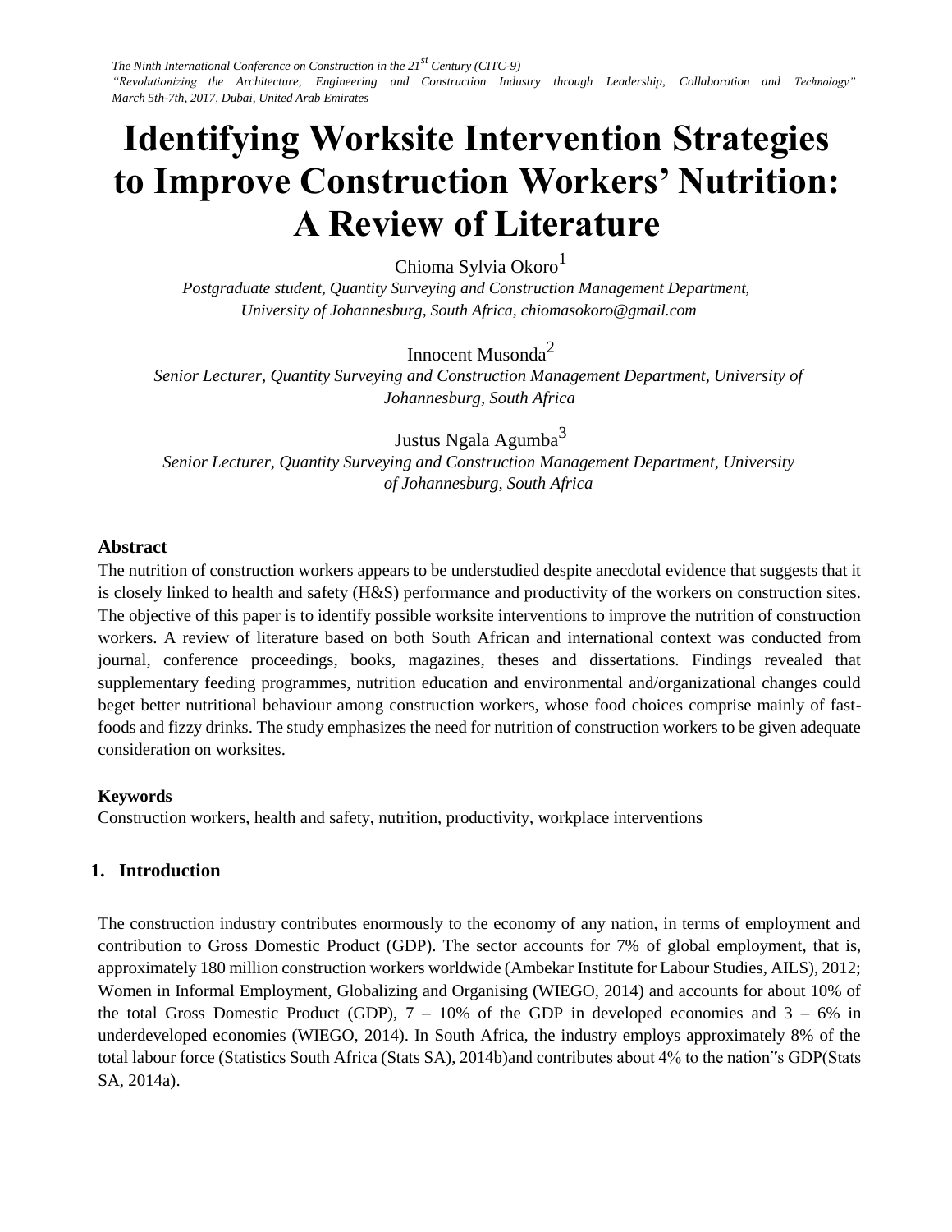# Identifying Worksite Intervention Strategies to Improve Construction Workers' Nutrition: A Review of Literature

Chioma Sylvia Okoro[1]

*Postgraduate student, Quantity Surveying and Construction Management Department, University of Johannesburg, South Africa, chiomasokoro@gmail.com*

Innocent Musonda[2]

*Senior Lecturer, Quantity Surveying and Construction Management Department, University of Johannesburg, South Africa*

Justus Ngala Agumba[3]

*Senior Lecturer, Quantity Surveying and Construction Management Department, University of Johannesburg, South Africa*

### Abstract

The nutrition of construction workers appears to be understudied despite anecdotal evidence that suggests that it is closely linked to health and safety (H&S) performance and productivity of the workers on construction sites. The objective of this paper is to identify possible worksite interventions to improve the nutrition of construction workers. A review of literature based on both South African and international context was conducted from journal, conference proceedings, books, magazines, theses and dissertations. Findings revealed that supplementary feeding programmes, nutrition education and environmental and/organizational changes could beget better nutritional behaviour among construction workers, whose food choices comprise mainly of fast-foods and fizzy drinks. The study emphasizes the need for nutrition of construction workers to be given adequate consideration on worksites.

### Keywords

Construction workers, health and safety, nutrition, productivity, workplace interventions

## 1. Introduction

The construction industry contributes enormously to the economy of any nation, in terms of employment and contribution to Gross Domestic Product (GDP). The sector accounts for 7% of global employment, that is, approximately 180 million construction workers worldwide (Ambekar Institute for Labour Studies, AILS), 2012; Women in Informal Employment, Globalizing and Organising (WIEGO, 2014) and accounts for about 10% of the total Gross Domestic Product (GDP), 7 – 10% of the GDP in developed economies and 3 – 6% in underdeveloped economies (WIEGO, 2014). In South Africa, the industry employs approximately 8% of the total labour force (Statistics South Africa (Stats SA), 2014b)and contributes about 4% to the nation"s GDP(Stats SA, 2014a).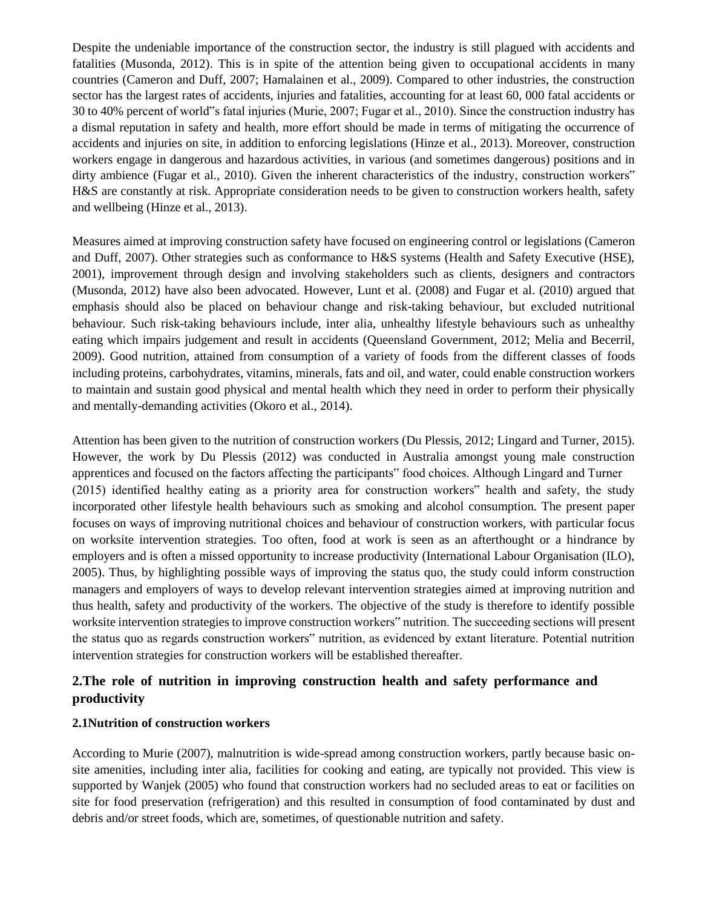Despite the undeniable importance of the construction sector, the industry is still plagued with accidents and fatalities (Musonda, 2012). This is in spite of the attention being given to occupational accidents in many countries (Cameron and Duff, 2007; Hamalainen et al., 2009). Compared to other industries, the construction sector has the largest rates of accidents, injuries and fatalities, accounting for at least 60, 000 fatal accidents or 30 to 40% percent of world"s fatal injuries (Murie, 2007; Fugar et al., 2010). Since the construction industry has a dismal reputation in safety and health, more effort should be made in terms of mitigating the occurrence of accidents and injuries on site, in addition to enforcing legislations (Hinze et al., 2013). Moreover, construction workers engage in dangerous and hazardous activities, in various (and sometimes dangerous) positions and in dirty ambience (Fugar et al., 2010). Given the inherent characteristics of the industry, construction workers" H&S are constantly at risk. Appropriate consideration needs to be given to construction workers health, safety and wellbeing (Hinze et al., 2013).

Measures aimed at improving construction safety have focused on engineering control or legislations (Cameron and Duff, 2007). Other strategies such as conformance to H&S systems (Health and Safety Executive (HSE), 2001), improvement through design and involving stakeholders such as clients, designers and contractors (Musonda, 2012) have also been advocated. However, Lunt et al. (2008) and Fugar et al. (2010) argued that emphasis should also be placed on behaviour change and risk-taking behaviour, but excluded nutritional behaviour. Such risk-taking behaviours include, inter alia, unhealthy lifestyle behaviours such as unhealthy eating which impairs judgement and result in accidents (Queensland Government, 2012; Melia and Becerril, 2009). Good nutrition, attained from consumption of a variety of foods from the different classes of foods including proteins, carbohydrates, vitamins, minerals, fats and oil, and water, could enable construction workers to maintain and sustain good physical and mental health which they need in order to perform their physically and mentally-demanding activities (Okoro et al., 2014).

Attention has been given to the nutrition of construction workers (Du Plessis, 2012; Lingard and Turner, 2015). However, the work by Du Plessis (2012) was conducted in Australia amongst young male construction apprentices and focused on the factors affecting the participants" food choices. Although Lingard and Turner (2015) identified healthy eating as a priority area for construction workers" health and safety, the study incorporated other lifestyle health behaviours such as smoking and alcohol consumption. The present paper focuses on ways of improving nutritional choices and behaviour of construction workers, with particular focus on worksite intervention strategies. Too often, food at work is seen as an afterthought or a hindrance by employers and is often a missed opportunity to increase productivity (International Labour Organisation (ILO), 2005). Thus, by highlighting possible ways of improving the status quo, the study could inform construction managers and employers of ways to develop relevant intervention strategies aimed at improving nutrition and thus health, safety and productivity of the workers. The objective of the study is therefore to identify possible worksite intervention strategies to improve construction workers" nutrition. The succeeding sections will present the status quo as regards construction workers" nutrition, as evidenced by extant literature. Potential nutrition intervention strategies for construction workers will be established thereafter.

## 2.The role of nutrition in improving construction health and safety performance and productivity

### 2.1Nutrition of construction workers

According to Murie (2007), malnutrition is wide-spread among construction workers, partly because basic on-site amenities, including inter alia, facilities for cooking and eating, are typically not provided. This view is supported by Wanjek (2005) who found that construction workers had no secluded areas to eat or facilities on site for food preservation (refrigeration) and this resulted in consumption of food contaminated by dust and debris and/or street foods, which are, sometimes, of questionable nutrition and safety.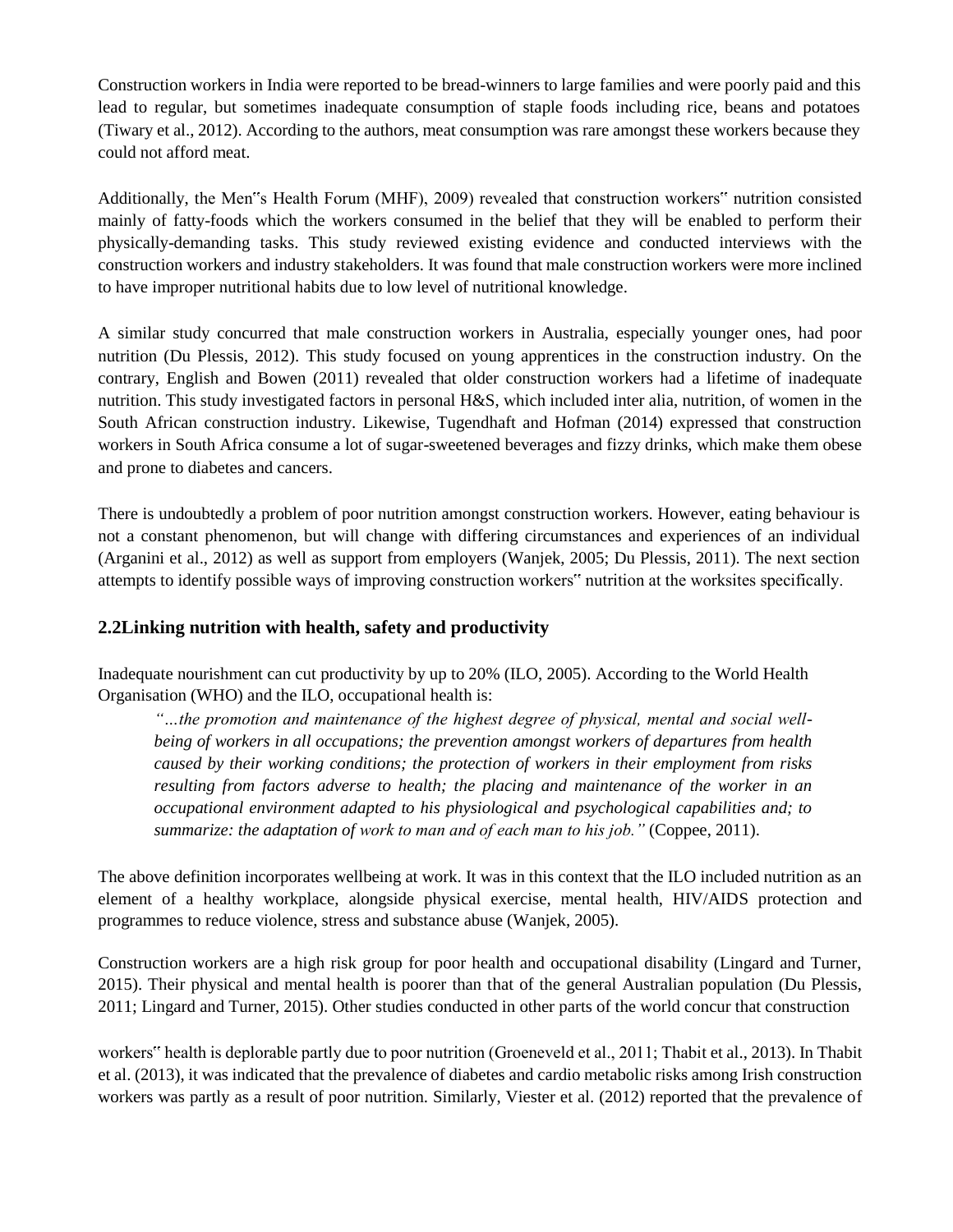Construction workers in India were reported to be bread-winners to large families and were poorly paid and this lead to regular, but sometimes inadequate consumption of staple foods including rice, beans and potatoes (Tiwary et al., 2012). According to the authors, meat consumption was rare amongst these workers because they could not afford meat.

Additionally, the Men"s Health Forum (MHF), 2009) revealed that construction workers" nutrition consisted mainly of fatty-foods which the workers consumed in the belief that they will be enabled to perform their physically-demanding tasks. This study reviewed existing evidence and conducted interviews with the construction workers and industry stakeholders. It was found that male construction workers were more inclined to have improper nutritional habits due to low level of nutritional knowledge.

A similar study concurred that male construction workers in Australia, especially younger ones, had poor nutrition (Du Plessis, 2012). This study focused on young apprentices in the construction industry. On the contrary, English and Bowen (2011) revealed that older construction workers had a lifetime of inadequate nutrition. This study investigated factors in personal H&S, which included inter alia, nutrition, of women in the South African construction industry. Likewise, Tugendhaft and Hofman (2014) expressed that construction workers in South Africa consume a lot of sugar-sweetened beverages and fizzy drinks, which make them obese and prone to diabetes and cancers.

There is undoubtedly a problem of poor nutrition amongst construction workers. However, eating behaviour is not a constant phenomenon, but will change with differing circumstances and experiences of an individual (Arganini et al., 2012) as well as support from employers (Wanjek, 2005; Du Plessis, 2011). The next section attempts to identify possible ways of improving construction workers" nutrition at the worksites specifically.

## 2.2Linking nutrition with health, safety and productivity

Inadequate nourishment can cut productivity by up to 20% (ILO, 2005). According to the World Health Organisation (WHO) and the ILO, occupational health is:

> *"…the promotion and maintenance of the highest degree of physical, mental and social well-being of workers in all occupations; the prevention amongst workers of departures from health caused by their working conditions; the protection of workers in their employment from risks resulting from factors adverse to health; the placing and maintenance of the worker in an occupational environment adapted to his physiological and psychological capabilities and; to summarize: the adaptation of work to man and of each man to his job."* (Coppee, 2011).

The above definition incorporates wellbeing at work. It was in this context that the ILO included nutrition as an element of a healthy workplace, alongside physical exercise, mental health, HIV/AIDS protection and programmes to reduce violence, stress and substance abuse (Wanjek, 2005).

Construction workers are a high risk group for poor health and occupational disability (Lingard and Turner, 2015). Their physical and mental health is poorer than that of the general Australian population (Du Plessis, 2011; Lingard and Turner, 2015). Other studies conducted in other parts of the world concur that construction workers" health is deplorable partly due to poor nutrition (Groeneveld et al., 2011; Thabit et al., 2013). In Thabit et al. (2013), it was indicated that the prevalence of diabetes and cardio metabolic risks among Irish construction workers was partly as a result of poor nutrition. Similarly, Viester et al. (2012) reported that the prevalence of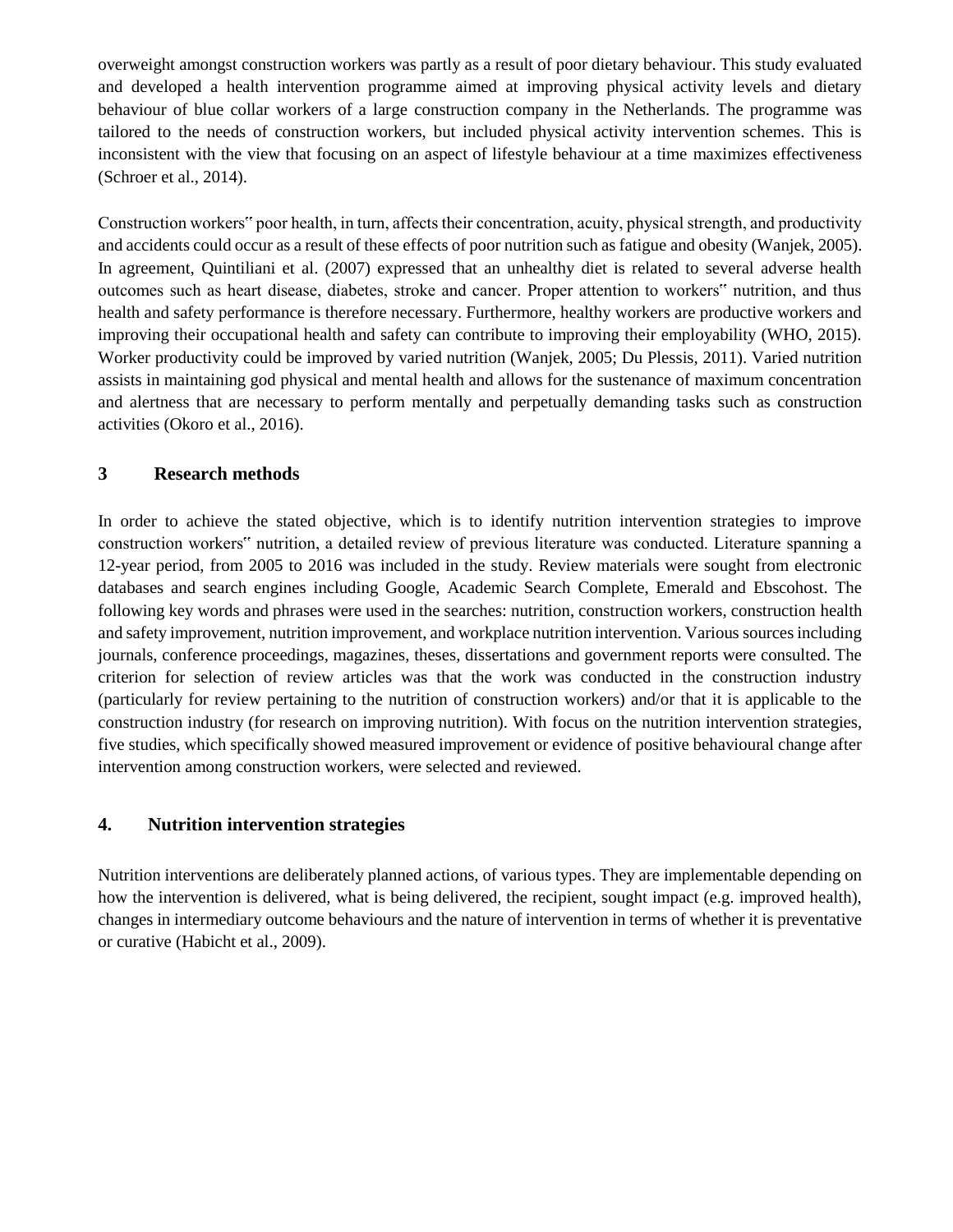overweight amongst construction workers was partly as a result of poor dietary behaviour. This study evaluated and developed a health intervention programme aimed at improving physical activity levels and dietary behaviour of blue collar workers of a large construction company in the Netherlands. The programme was tailored to the needs of construction workers, but included physical activity intervention schemes. This is inconsistent with the view that focusing on an aspect of lifestyle behaviour at a time maximizes effectiveness (Schroer et al., 2014).

Construction workers‟ poor health, in turn, affects their concentration, acuity, physical strength, and productivity and accidents could occur as a result of these effects of poor nutrition such as fatigue and obesity (Wanjek, 2005). In agreement, Quintiliani et al. (2007) expressed that an unhealthy diet is related to several adverse health outcomes such as heart disease, diabetes, stroke and cancer. Proper attention to workers‟ nutrition, and thus health and safety performance is therefore necessary. Furthermore, healthy workers are productive workers and improving their occupational health and safety can contribute to improving their employability (WHO, 2015). Worker productivity could be improved by varied nutrition (Wanjek, 2005; Du Plessis, 2011). Varied nutrition assists in maintaining god physical and mental health and allows for the sustenance of maximum concentration and alertness that are necessary to perform mentally and perpetually demanding tasks such as construction activities (Okoro et al., 2016).

## 3 Research methods

In order to achieve the stated objective, which is to identify nutrition intervention strategies to improve construction workers‟ nutrition, a detailed review of previous literature was conducted. Literature spanning a 12-year period, from 2005 to 2016 was included in the study. Review materials were sought from electronic databases and search engines including Google, Academic Search Complete, Emerald and Ebscohost. The following key words and phrases were used in the searches: nutrition, construction workers, construction health and safety improvement, nutrition improvement, and workplace nutrition intervention. Various sources including journals, conference proceedings, magazines, theses, dissertations and government reports were consulted. The criterion for selection of review articles was that the work was conducted in the construction industry (particularly for review pertaining to the nutrition of construction workers) and/or that it is applicable to the construction industry (for research on improving nutrition). With focus on the nutrition intervention strategies, five studies, which specifically showed measured improvement or evidence of positive behavioural change after intervention among construction workers, were selected and reviewed.

## 4. Nutrition intervention strategies

Nutrition interventions are deliberately planned actions, of various types. They are implementable depending on how the intervention is delivered, what is being delivered, the recipient, sought impact (e.g. improved health), changes in intermediary outcome behaviours and the nature of intervention in terms of whether it is preventative or curative (Habicht et al., 2009).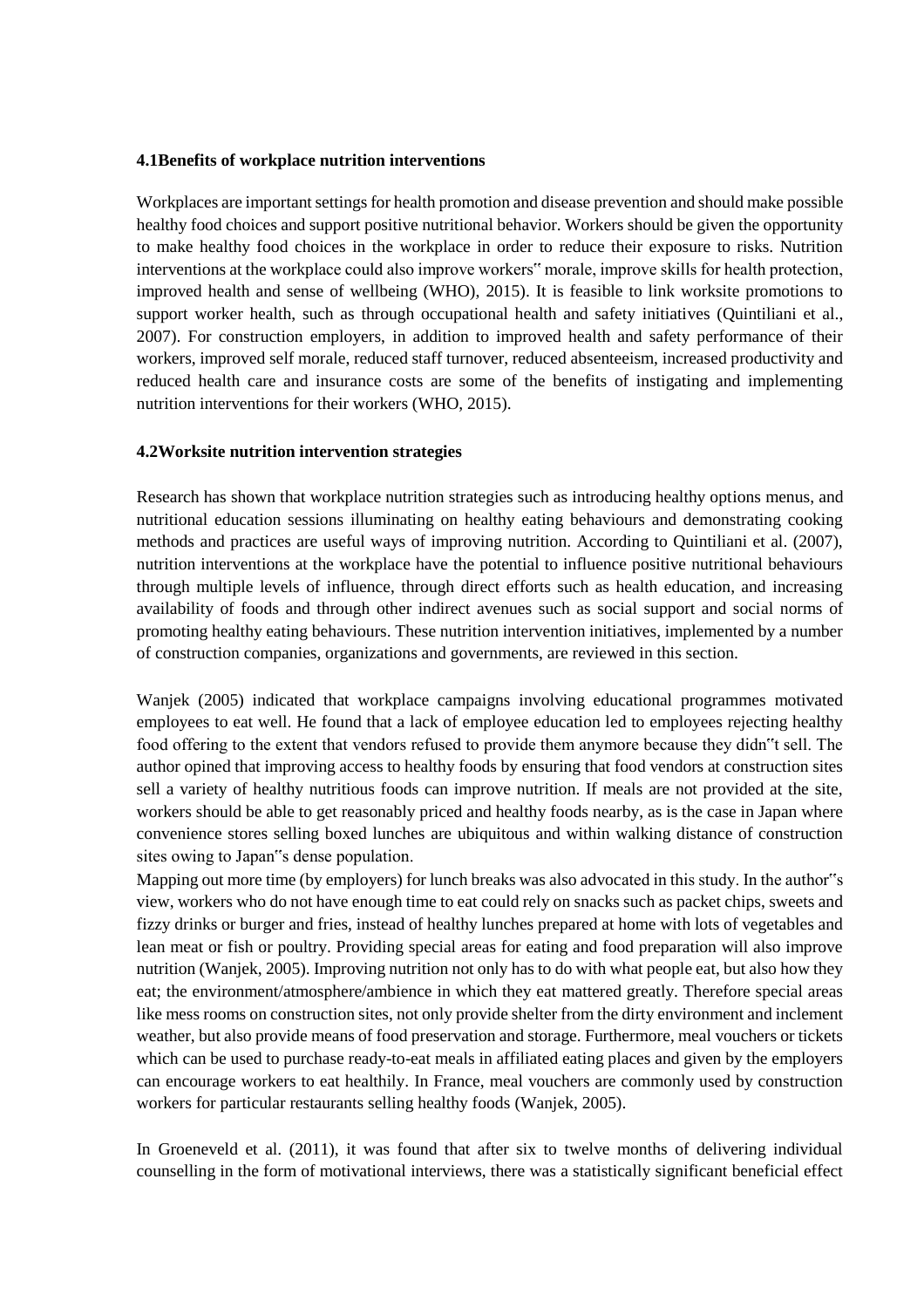#### 4.1Benefits of workplace nutrition interventions

Workplaces are important settings for health promotion and disease prevention and should make possible healthy food choices and support positive nutritional behavior. Workers should be given the opportunity to make healthy food choices in the workplace in order to reduce their exposure to risks. Nutrition interventions at the workplace could also improve workers‟ morale, improve skills for health protection, improved health and sense of wellbeing (WHO), 2015). It is feasible to link worksite promotions to support worker health, such as through occupational health and safety initiatives (Quintiliani et al., 2007). For construction employers, in addition to improved health and safety performance of their workers, improved self morale, reduced staff turnover, reduced absenteeism, increased productivity and reduced health care and insurance costs are some of the benefits of instigating and implementing nutrition interventions for their workers (WHO, 2015).

#### 4.2Worksite nutrition intervention strategies

Research has shown that workplace nutrition strategies such as introducing healthy options menus, and nutritional education sessions illuminating on healthy eating behaviours and demonstrating cooking methods and practices are useful ways of improving nutrition. According to Quintiliani et al. (2007), nutrition interventions at the workplace have the potential to influence positive nutritional behaviours through multiple levels of influence, through direct efforts such as health education, and increasing availability of foods and through other indirect avenues such as social support and social norms of promoting healthy eating behaviours. These nutrition intervention initiatives, implemented by a number of construction companies, organizations and governments, are reviewed in this section.

Wanjek (2005) indicated that workplace campaigns involving educational programmes motivated employees to eat well. He found that a lack of employee education led to employees rejecting healthy food offering to the extent that vendors refused to provide them anymore because they didn‟t sell. The author opined that improving access to healthy foods by ensuring that food vendors at construction sites sell a variety of healthy nutritious foods can improve nutrition. If meals are not provided at the site, workers should be able to get reasonably priced and healthy foods nearby, as is the case in Japan where convenience stores selling boxed lunches are ubiquitous and within walking distance of construction sites owing to Japan‟s dense population.
Mapping out more time (by employers) for lunch breaks was also advocated in this study. In the author‟s view, workers who do not have enough time to eat could rely on snacks such as packet chips, sweets and fizzy drinks or burger and fries, instead of healthy lunches prepared at home with lots of vegetables and lean meat or fish or poultry. Providing special areas for eating and food preparation will also improve nutrition (Wanjek, 2005). Improving nutrition not only has to do with what people eat, but also how they eat; the environment/atmosphere/ambience in which they eat mattered greatly. Therefore special areas like mess rooms on construction sites, not only provide shelter from the dirty environment and inclement weather, but also provide means of food preservation and storage. Furthermore, meal vouchers or tickets which can be used to purchase ready-to-eat meals in affiliated eating places and given by the employers can encourage workers to eat healthily. In France, meal vouchers are commonly used by construction workers for particular restaurants selling healthy foods (Wanjek, 2005).

In Groeneveld et al. (2011), it was found that after six to twelve months of delivering individual counselling in the form of motivational interviews, there was a statistically significant beneficial effect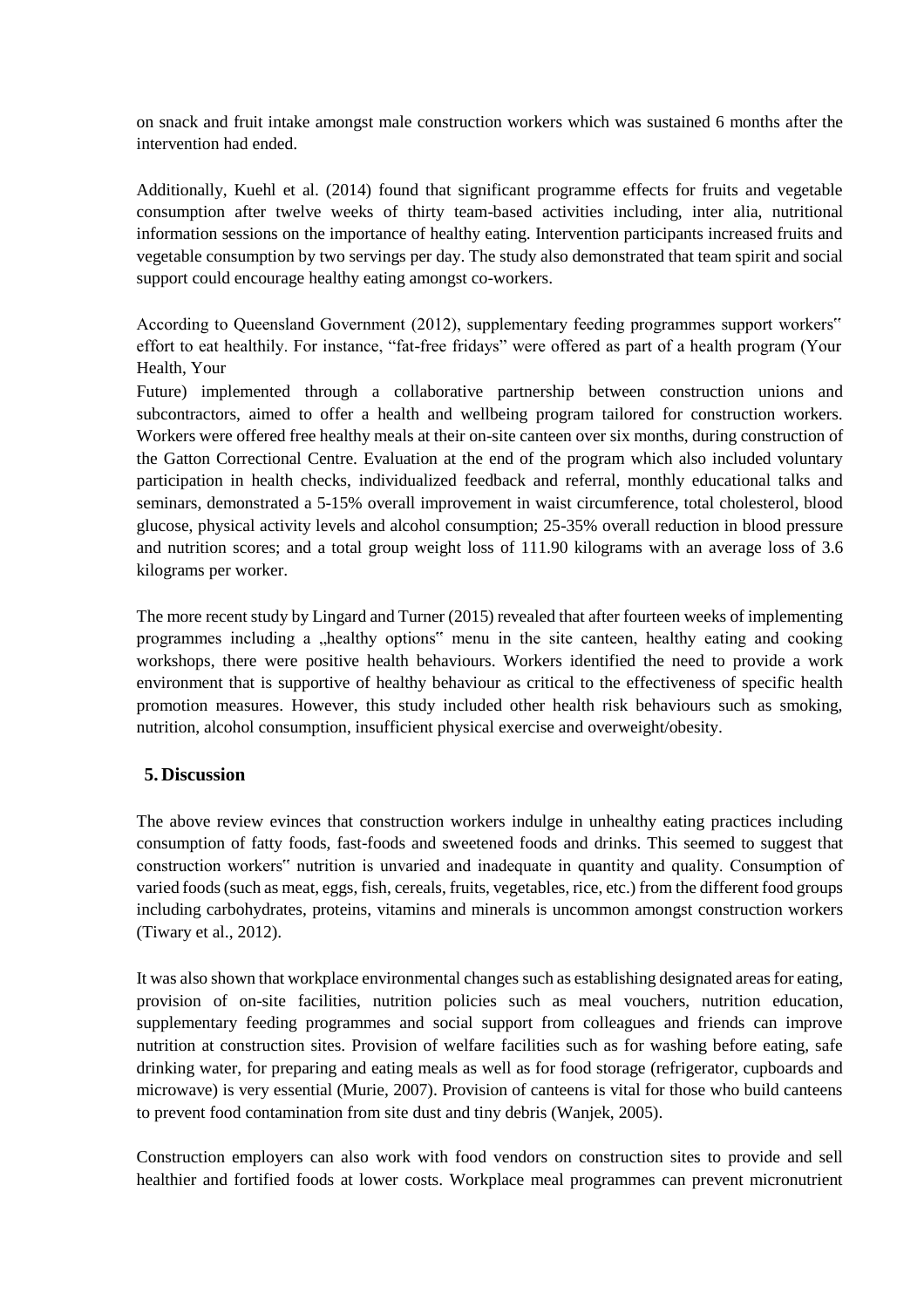on snack and fruit intake amongst male construction workers which was sustained 6 months after the intervention had ended.

Additionally, Kuehl et al. (2014) found that significant programme effects for fruits and vegetable consumption after twelve weeks of thirty team-based activities including, inter alia, nutritional information sessions on the importance of healthy eating. Intervention participants increased fruits and vegetable consumption by two servings per day. The study also demonstrated that team spirit and social support could encourage healthy eating amongst co-workers.

According to Queensland Government (2012), supplementary feeding programmes support workers" effort to eat healthily. For instance, "fat-free fridays" were offered as part of a health program (Your Health, Your Future) implemented through a collaborative partnership between construction unions and subcontractors, aimed to offer a health and wellbeing program tailored for construction workers. Workers were offered free healthy meals at their on-site canteen over six months, during construction of the Gatton Correctional Centre. Evaluation at the end of the program which also included voluntary participation in health checks, individualized feedback and referral, monthly educational talks and seminars, demonstrated a 5-15% overall improvement in waist circumference, total cholesterol, blood glucose, physical activity levels and alcohol consumption; 25-35% overall reduction in blood pressure and nutrition scores; and a total group weight loss of 111.90 kilograms with an average loss of 3.6 kilograms per worker.

The more recent study by Lingard and Turner (2015) revealed that after fourteen weeks of implementing programmes including a „healthy options" menu in the site canteen, healthy eating and cooking workshops, there were positive health behaviours. Workers identified the need to provide a work environment that is supportive of healthy behaviour as critical to the effectiveness of specific health promotion measures. However, this study included other health risk behaviours such as smoking, nutrition, alcohol consumption, insufficient physical exercise and overweight/obesity.

## 5. Discussion

The above review evinces that construction workers indulge in unhealthy eating practices including consumption of fatty foods, fast-foods and sweetened foods and drinks. This seemed to suggest that construction workers" nutrition is unvaried and inadequate in quantity and quality. Consumption of varied foods (such as meat, eggs, fish, cereals, fruits, vegetables, rice, etc.) from the different food groups including carbohydrates, proteins, vitamins and minerals is uncommon amongst construction workers (Tiwary et al., 2012).

It was also shown that workplace environmental changes such as establishing designated areas for eating, provision of on-site facilities, nutrition policies such as meal vouchers, nutrition education, supplementary feeding programmes and social support from colleagues and friends can improve nutrition at construction sites. Provision of welfare facilities such as for washing before eating, safe drinking water, for preparing and eating meals as well as for food storage (refrigerator, cupboards and microwave) is very essential (Murie, 2007). Provision of canteens is vital for those who build canteens to prevent food contamination from site dust and tiny debris (Wanjek, 2005).

Construction employers can also work with food vendors on construction sites to provide and sell healthier and fortified foods at lower costs. Workplace meal programmes can prevent micronutrient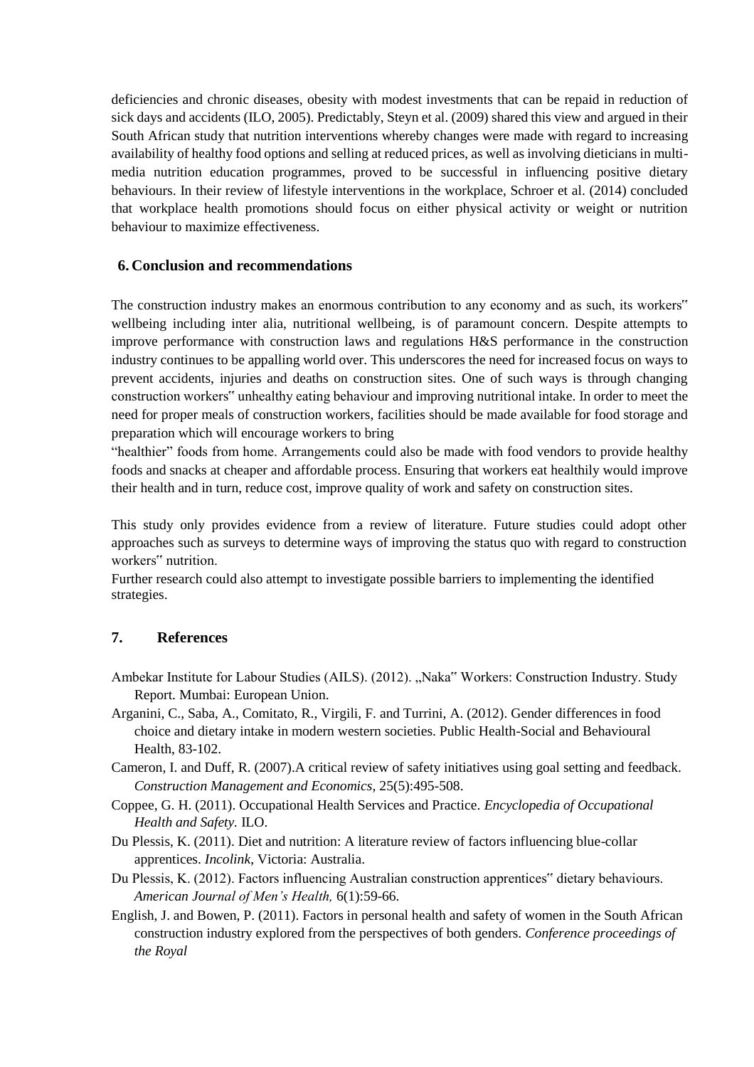deficiencies and chronic diseases, obesity with modest investments that can be repaid in reduction of sick days and accidents (ILO, 2005). Predictably, Steyn et al. (2009) shared this view and argued in their South African study that nutrition interventions whereby changes were made with regard to increasing availability of healthy food options and selling at reduced prices, as well as involving dieticians in multi-media nutrition education programmes, proved to be successful in influencing positive dietary behaviours. In their review of lifestyle interventions in the workplace, Schroer et al. (2014) concluded that workplace health promotions should focus on either physical activity or weight or nutrition behaviour to maximize effectiveness.

## 6. Conclusion and recommendations

The construction industry makes an enormous contribution to any economy and as such, its workers‟ wellbeing including inter alia, nutritional wellbeing, is of paramount concern. Despite attempts to improve performance with construction laws and regulations H&S performance in the construction industry continues to be appalling world over. This underscores the need for increased focus on ways to prevent accidents, injuries and deaths on construction sites. One of such ways is through changing construction workers‟ unhealthy eating behaviour and improving nutritional intake. In order to meet the need for proper meals of construction workers, facilities should be made available for food storage and preparation which will encourage workers to bring "healthier" foods from home. Arrangements could also be made with food vendors to provide healthy foods and snacks at cheaper and affordable process. Ensuring that workers eat healthily would improve their health and in turn, reduce cost, improve quality of work and safety on construction sites.

This study only provides evidence from a review of literature. Future studies could adopt other approaches such as surveys to determine ways of improving the status quo with regard to construction workers‟ nutrition.

Further research could also attempt to investigate possible barriers to implementing the identified strategies.

## 7. References

Ambekar Institute for Labour Studies (AILS). (2012). „Naka‟ Workers: Construction Industry. Study Report. Mumbai: European Union.

Arganini, C., Saba, A., Comitato, R., Virgili, F. and Turrini, A. (2012). Gender differences in food choice and dietary intake in modern western societies. Public Health-Social and Behavioural Health, 83-102.

Cameron, I. and Duff, R. (2007).A critical review of safety initiatives using goal setting and feedback. *Construction Management and Economics,* 25(5):495-508.

Coppee, G. H. (2011). Occupational Health Services and Practice. *Encyclopedia of Occupational Health and Safety.* ILO.

Du Plessis, K. (2011). Diet and nutrition: A literature review of factors influencing blue-collar apprentices. *Incolink*, Victoria: Australia.

Du Plessis, K. (2012). Factors influencing Australian construction apprentices‟ dietary behaviours. *American Journal of Men's Health,* 6(1):59-66.

English, J. and Bowen, P. (2011). Factors in personal health and safety of women in the South African construction industry explored from the perspectives of both genders. *Conference proceedings of the Royal*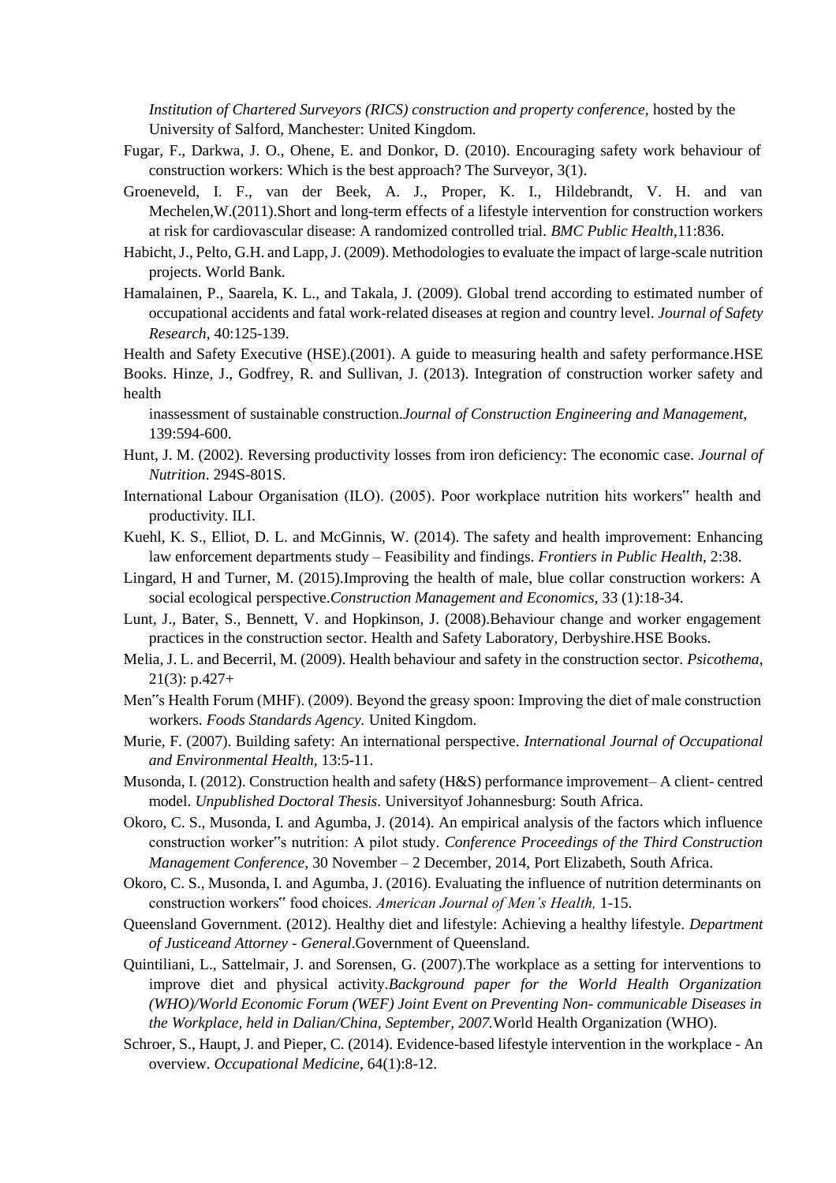*Institution of Chartered Surveyors (RICS) construction and property conference,* hosted by the University of Salford, Manchester: United Kingdom.

Fugar, F., Darkwa, J. O., Ohene, E. and Donkor, D. (2010). Encouraging safety work behaviour of construction workers: Which is the best approach? The Surveyor, 3(1).

Groeneveld, I. F., van der Beek, A. J., Proper, K. I., Hildebrandt, V. H. and van Mechelen,W.(2011).Short and long-term effects of a lifestyle intervention for construction workers at risk for cardiovascular disease: A randomized controlled trial. *BMC Public Health*,11:836.

Habicht, J., Pelto, G.H. and Lapp, J. (2009). Methodologies to evaluate the impact of large-scale nutrition projects. World Bank.

Hamalainen, P., Saarela, K. L., and Takala, J. (2009). Global trend according to estimated number of occupational accidents and fatal work-related diseases at region and country level. *Journal of Safety Research*, 40:125-139.

Health and Safety Executive (HSE).(2001). A guide to measuring health and safety performance.HSE Books. Hinze, J., Godfrey, R. and Sullivan, J. (2013). Integration of construction worker safety and health inassessment of sustainable construction.*Journal of Construction Engineering and Management,* 139:594-600.

Hunt, J. M. (2002). Reversing productivity losses from iron deficiency: The economic case. *Journal of Nutrition*. 294S-801S.

International Labour Organisation (ILO). (2005). Poor workplace nutrition hits workers" health and productivity. ILI.

Kuehl, K. S., Elliot, D. L. and McGinnis, W. (2014). The safety and health improvement: Enhancing law enforcement departments study – Feasibility and findings. *Frontiers in Public Health*, 2:38.

Lingard, H and Turner, M. (2015).Improving the health of male, blue collar construction workers: A social ecological perspective.*Construction Management and Economics,* 33 (1):18-34.

Lunt, J., Bater, S., Bennett, V. and Hopkinson, J. (2008).Behaviour change and worker engagement practices in the construction sector. Health and Safety Laboratory, Derbyshire.HSE Books.

Melia, J. L. and Becerril, M. (2009). Health behaviour and safety in the construction sector. *Psicothema*, 21(3): p.427+

Men"s Health Forum (MHF). (2009). Beyond the greasy spoon: Improving the diet of male construction workers. *Foods Standards Agency.* United Kingdom.

Murie, F. (2007). Building safety: An international perspective. *International Journal of Occupational and Environmental Health,* 13:5-11.

Musonda, I. (2012). Construction health and safety (H&S) performance improvement– A client- centred model. *Unpublished Doctoral Thesis*. Universityof Johannesburg: South Africa.

Okoro, C. S., Musonda, I. and Agumba, J. (2014). An empirical analysis of the factors which influence construction worker"s nutrition: A pilot study. *Conference Proceedings of the Third Construction Management Conference,* 30 November – 2 December, 2014, Port Elizabeth, South Africa.

Okoro, C. S., Musonda, I. and Agumba, J. (2016). Evaluating the influence of nutrition determinants on construction workers" food choices. *American Journal of Men's Health,* 1-15.

Queensland Government. (2012). Healthy diet and lifestyle: Achieving a healthy lifestyle. *Department of Justiceand Attorney - General*.Government of Queensland.

Quintiliani, L., Sattelmair, J. and Sorensen, G. (2007).The workplace as a setting for interventions to improve diet and physical activity.*Background paper for the World Health Organization (WHO)/World Economic Forum (WEF) Joint Event on Preventing Non- communicable Diseases in the Workplace, held in Dalian/China, September, 2007.*World Health Organization (WHO).

Schroer, S., Haupt, J. and Pieper, C. (2014). Evidence-based lifestyle intervention in the workplace - An overview. *Occupational Medicine,* 64(1):8-12.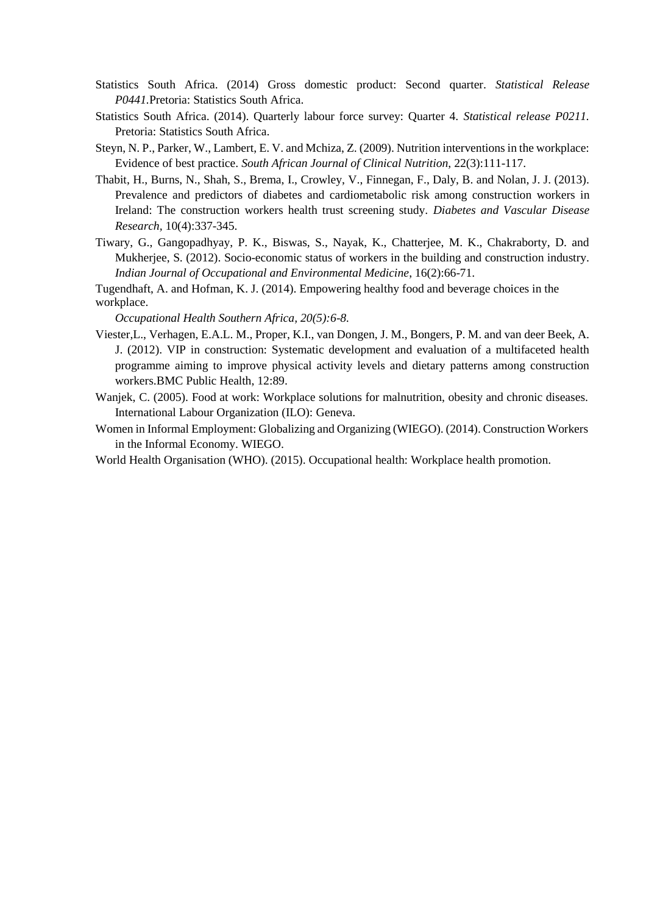Statistics South Africa. (2014) Gross domestic product: Second quarter. *Statistical Release P0441*.Pretoria: Statistics South Africa.

Statistics South Africa. (2014). Quarterly labour force survey: Quarter 4. *Statistical release P0211*. Pretoria: Statistics South Africa.

Steyn, N. P., Parker, W., Lambert, E. V. and Mchiza, Z. (2009). Nutrition interventions in the workplace: Evidence of best practice. *South African Journal of Clinical Nutrition*, 22(3):111-117.

Thabit, H., Burns, N., Shah, S., Brema, I., Crowley, V., Finnegan, F., Daly, B. and Nolan, J. J. (2013). Prevalence and predictors of diabetes and cardiometabolic risk among construction workers in Ireland: The construction workers health trust screening study. *Diabetes and Vascular Disease Research*, 10(4):337-345.

Tiwary, G., Gangopadhyay, P. K., Biswas, S., Nayak, K., Chatterjee, M. K., Chakraborty, D. and Mukherjee, S. (2012). Socio-economic status of workers in the building and construction industry. *Indian Journal of Occupational and Environmental Medicine*, 16(2):66-71.

Tugendhaft, A. and Hofman, K. J. (2014). Empowering healthy food and beverage choices in the workplace.
*Occupational Health Southern Africa, 20(5):6-8.*

Viester,L., Verhagen, E.A.L. M., Proper, K.I., van Dongen, J. M., Bongers, P. M. and van deer Beek, A. J. (2012). VIP in construction: Systematic development and evaluation of a multifaceted health programme aiming to improve physical activity levels and dietary patterns among construction workers.BMC Public Health, 12:89.

Wanjek, C. (2005). Food at work: Workplace solutions for malnutrition, obesity and chronic diseases. International Labour Organization (ILO): Geneva.

Women in Informal Employment: Globalizing and Organizing (WIEGO). (2014). Construction Workers in the Informal Economy. WIEGO.

World Health Organisation (WHO). (2015). Occupational health: Workplace health promotion.